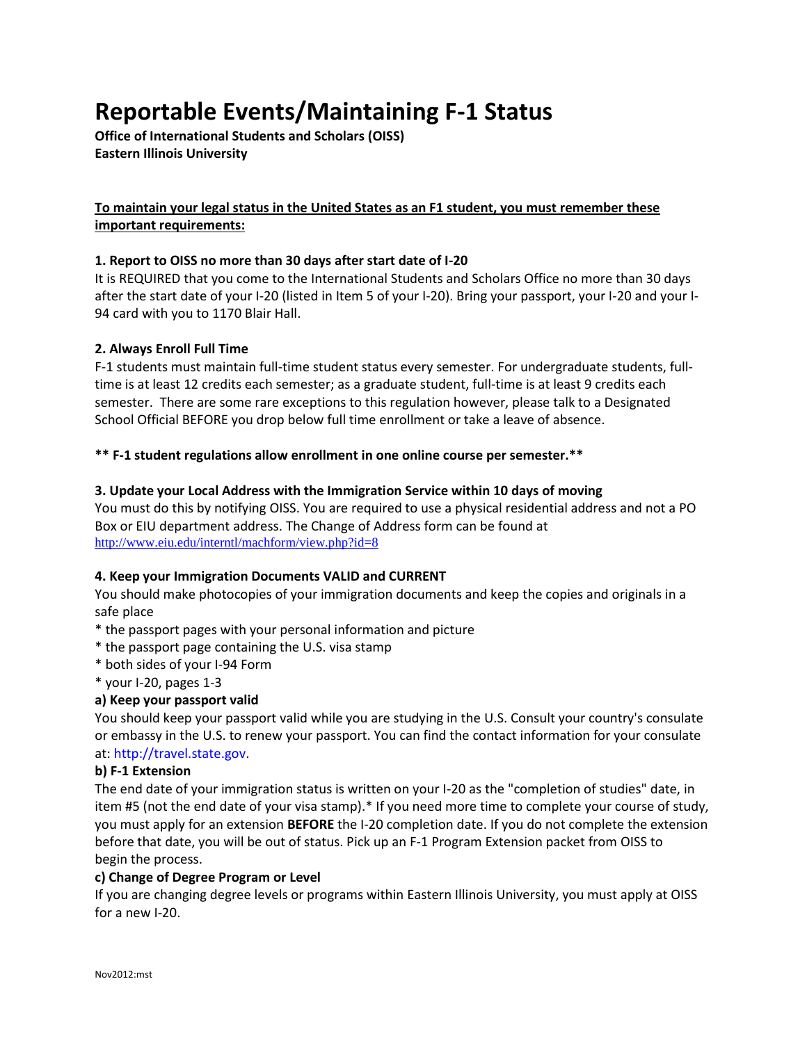# Reportable Events/Maintaining F-1 Status

**Office of International Students and Scholars (OISS)**
**Eastern Illinois University**

**To maintain your legal status in the United States as an F1 student, you must remember these important requirements:**

### 1. Report to OISS no more than 30 days after start date of I-20

It is REQUIRED that you come to the International Students and Scholars Office no more than 30 days after the start date of your I-20 (listed in Item 5 of your I-20). Bring your passport, your I-20 and your I-94 card with you to 1170 Blair Hall.

### 2. Always Enroll Full Time

F-1 students must maintain full-time student status every semester. For undergraduate students, full-time is at least 12 credits each semester; as a graduate student, full-time is at least 9 credits each semester. There are some rare exceptions to this regulation however, please talk to a Designated School Official BEFORE you drop below full time enrollment or take a leave of absence.

**** F-1 student regulations allow enrollment in one online course per semester.****

### 3. Update your Local Address with the Immigration Service within 10 days of moving

You must do this by notifying OISS. You are required to use a physical residential address and not a PO Box or EIU department address. The Change of Address form can be found at http://www.eiu.edu/interntl/machform/view.php?id=8

### 4. Keep your Immigration Documents VALID and CURRENT

You should make photocopies of your immigration documents and keep the copies and originals in a safe place

* the passport pages with your personal information and picture
* the passport page containing the U.S. visa stamp
* both sides of your I-94 Form
* your I-20, pages 1-3

**a) Keep your passport valid**

You should keep your passport valid while you are studying in the U.S. Consult your country's consulate or embassy in the U.S. to renew your passport. You can find the contact information for your consulate at: http://travel.state.gov.

**b) F-1 Extension**

The end date of your immigration status is written on your I-20 as the "completion of studies" date, in item #5 (not the end date of your visa stamp).* If you need more time to complete your course of study, you must apply for an extension **BEFORE** the I-20 completion date. If you do not complete the extension before that date, you will be out of status. Pick up an F-1 Program Extension packet from OISS to begin the process.

**c) Change of Degree Program or Level**

If you are changing degree levels or programs within Eastern Illinois University, you must apply at OISS for a new I-20.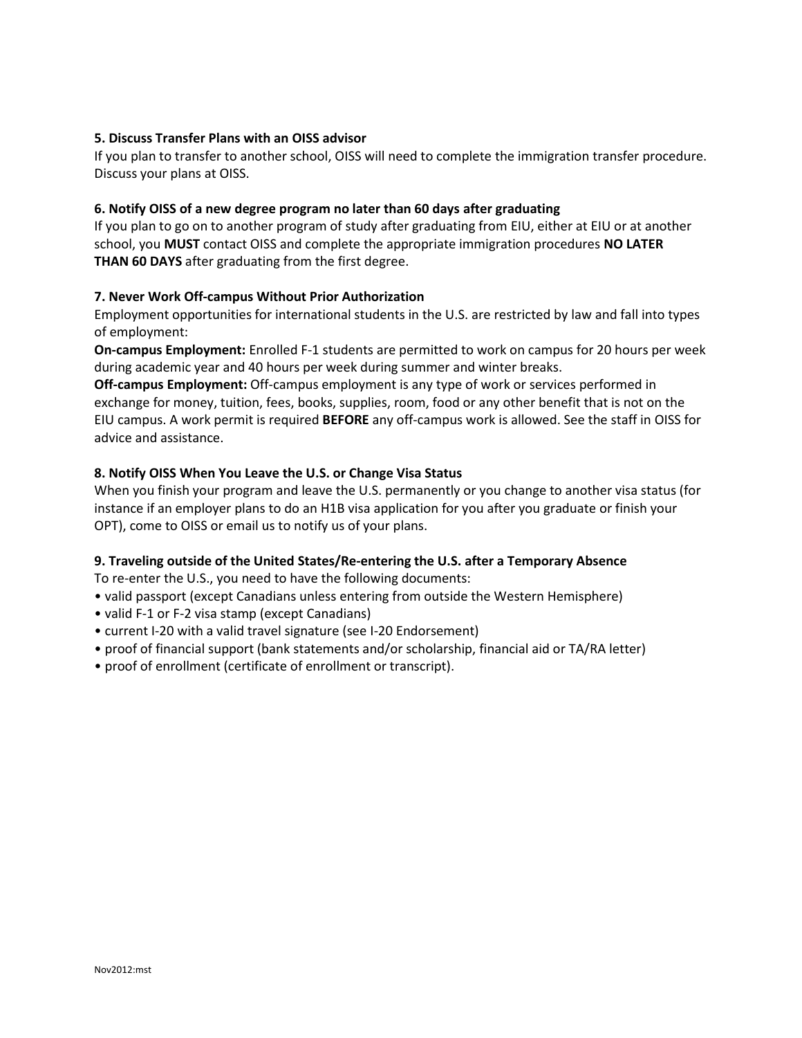**5. Discuss Transfer Plans with an OISS advisor**

If you plan to transfer to another school, OISS will need to complete the immigration transfer procedure. Discuss your plans at OISS.

**6. Notify OISS of a new degree program no later than 60 days after graduating**

If you plan to go on to another program of study after graduating from EIU, either at EIU or at another school, you **MUST** contact OISS and complete the appropriate immigration procedures **NO LATER THAN 60 DAYS** after graduating from the first degree.

**7. Never Work Off-campus Without Prior Authorization**

Employment opportunities for international students in the U.S. are restricted by law and fall into types of employment:

**On-campus Employment:** Enrolled F-1 students are permitted to work on campus for 20 hours per week during academic year and 40 hours per week during summer and winter breaks.

**Off-campus Employment:** Off-campus employment is any type of work or services performed in exchange for money, tuition, fees, books, supplies, room, food or any other benefit that is not on the EIU campus. A work permit is required **BEFORE** any off-campus work is allowed. See the staff in OISS for advice and assistance.

**8. Notify OISS When You Leave the U.S. or Change Visa Status**

When you finish your program and leave the U.S. permanently or you change to another visa status (for instance if an employer plans to do an H1B visa application for you after you graduate or finish your OPT), come to OISS or email us to notify us of your plans.

**9. Traveling outside of the United States/Re-entering the U.S. after a Temporary Absence**

To re-enter the U.S., you need to have the following documents:

- valid passport (except Canadians unless entering from outside the Western Hemisphere)
- valid F-1 or F-2 visa stamp (except Canadians)
- current I-20 with a valid travel signature (see I-20 Endorsement)
- proof of financial support (bank statements and/or scholarship, financial aid or TA/RA letter)
- proof of enrollment (certificate of enrollment or transcript).

Nov2012:mst